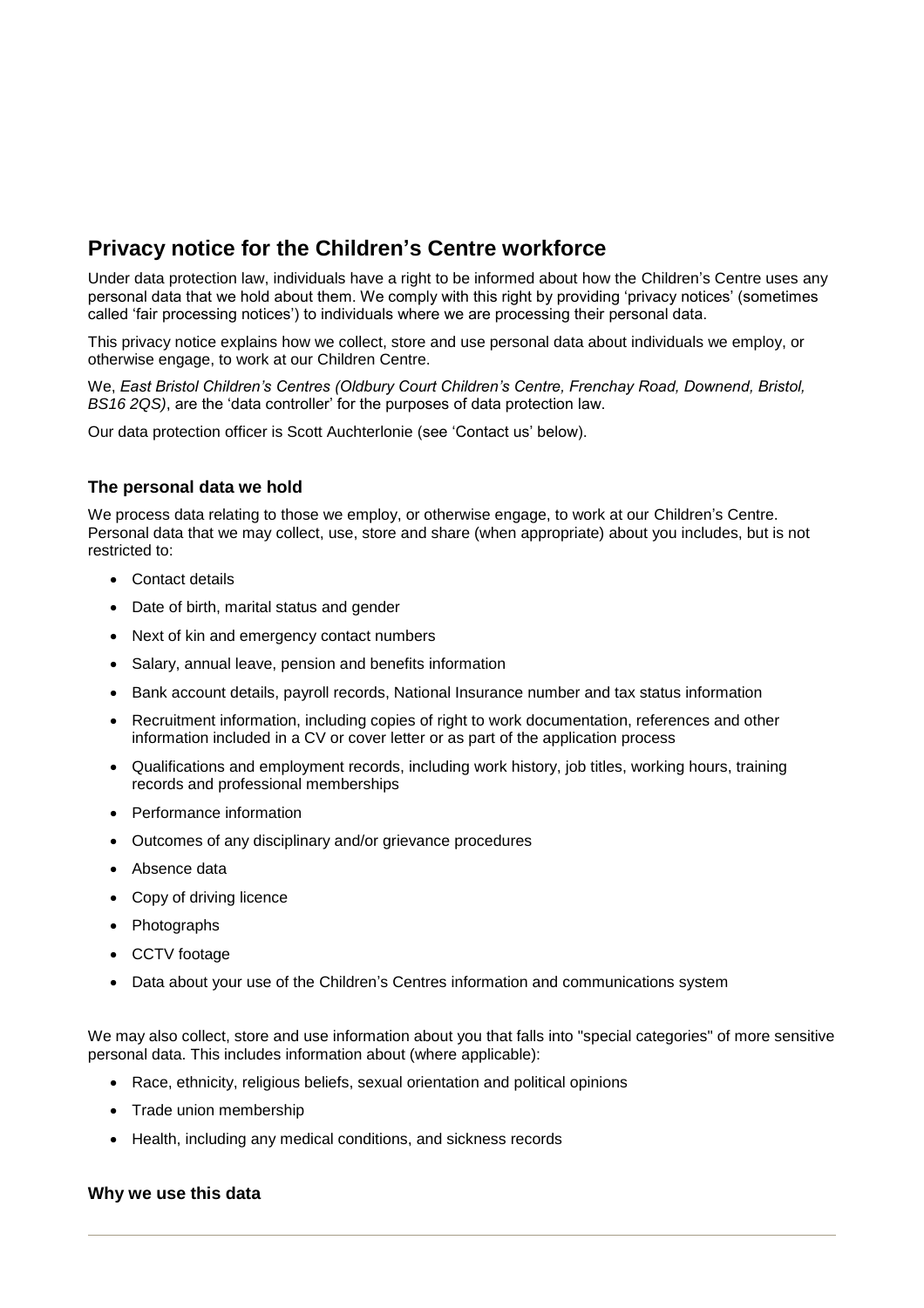# Privacy notice for the Children's Centre workforce

Under data protection law, individuals have a right to be informed about how the Children's Centre uses any personal data that we hold about them. We comply with this right by providing 'privacy notices' (sometimes called 'fair processing notices') to individuals where we are processing their personal data.

This privacy notice explains how we collect, store and use personal data about individuals we employ, or otherwise engage, to work at our Children Centre.

We, *East Bristol Children's Centres (Oldbury Court Children's Centre, Frenchay Road, Downend, Bristol, BS16 2QS)*, are the 'data controller' for the purposes of data protection law.

Our data protection officer is Scott Auchterlonie (see 'Contact us' below).

### The personal data we hold

We process data relating to those we employ, or otherwise engage, to work at our Children's Centre. Personal data that we may collect, use, store and share (when appropriate) about you includes, but is not restricted to:

- Contact details
- Date of birth, marital status and gender
- Next of kin and emergency contact numbers
- Salary, annual leave, pension and benefits information
- Bank account details, payroll records, National Insurance number and tax status information
- Recruitment information, including copies of right to work documentation, references and other information included in a CV or cover letter or as part of the application process
- Qualifications and employment records, including work history, job titles, working hours, training records and professional memberships
- Performance information
- Outcomes of any disciplinary and/or grievance procedures
- Absence data
- Copy of driving licence
- Photographs
- CCTV footage
- Data about your use of the Children's Centres information and communications system

We may also collect, store and use information about you that falls into "special categories" of more sensitive personal data. This includes information about (where applicable):

- Race, ethnicity, religious beliefs, sexual orientation and political opinions
- Trade union membership
- Health, including any medical conditions, and sickness records

### Why we use this data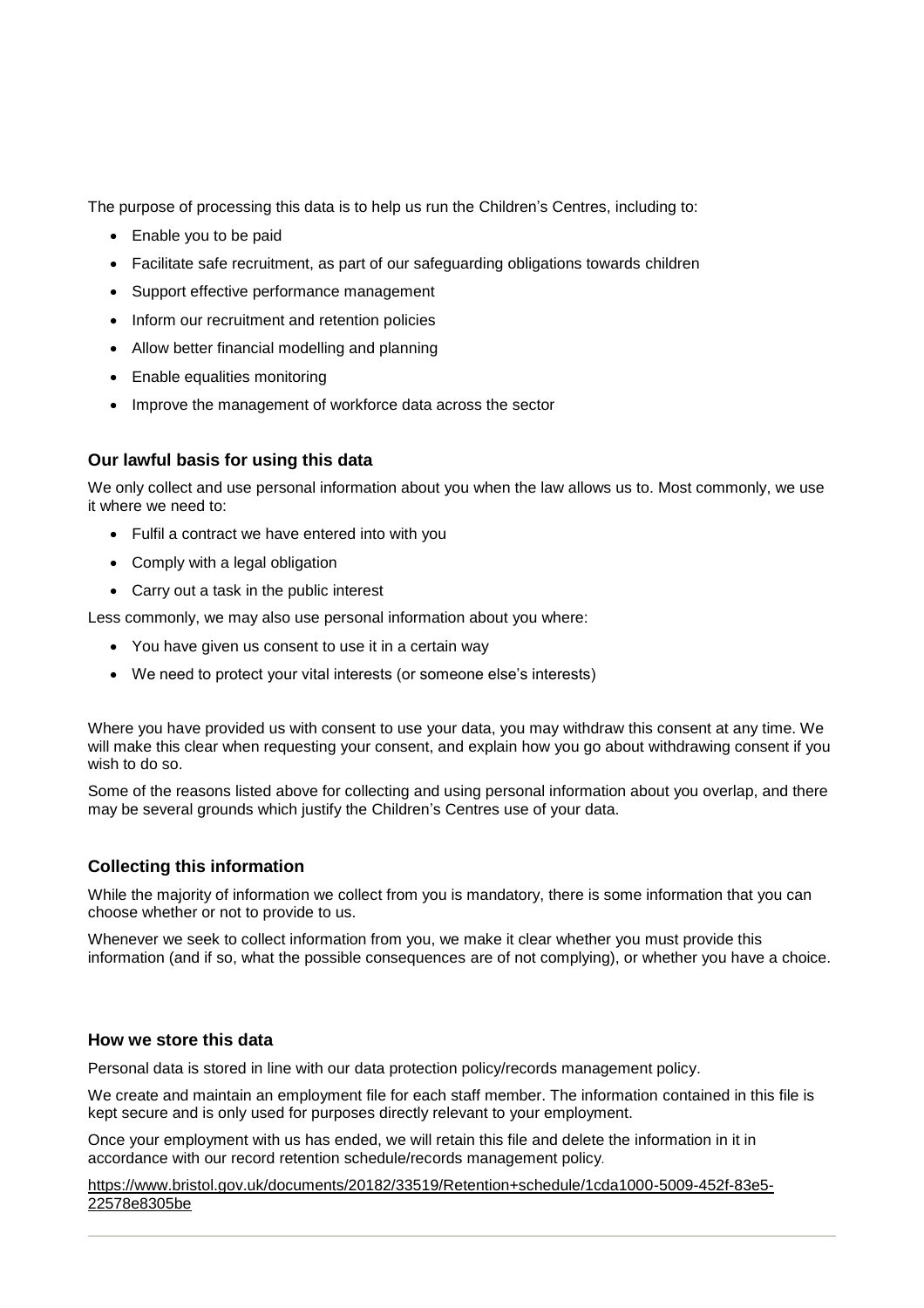The purpose of processing this data is to help us run the Children's Centres, including to:

- Enable you to be paid
- Facilitate safe recruitment, as part of our safeguarding obligations towards children
- Support effective performance management
- Inform our recruitment and retention policies
- Allow better financial modelling and planning
- Enable equalities monitoring
- Improve the management of workforce data across the sector

### Our lawful basis for using this data

We only collect and use personal information about you when the law allows us to. Most commonly, we use it where we need to:

- Fulfil a contract we have entered into with you
- Comply with a legal obligation
- Carry out a task in the public interest

Less commonly, we may also use personal information about you where:

- You have given us consent to use it in a certain way
- We need to protect your vital interests (or someone else's interests)

Where you have provided us with consent to use your data, you may withdraw this consent at any time. We will make this clear when requesting your consent, and explain how you go about withdrawing consent if you wish to do so.

Some of the reasons listed above for collecting and using personal information about you overlap, and there may be several grounds which justify the Children's Centres use of your data.

### Collecting this information

While the majority of information we collect from you is mandatory, there is some information that you can choose whether or not to provide to us.

Whenever we seek to collect information from you, we make it clear whether you must provide this information (and if so, what the possible consequences are of not complying), or whether you have a choice.

### How we store this data

Personal data is stored in line with our data protection policy/records management policy.

We create and maintain an employment file for each staff member. The information contained in this file is kept secure and is only used for purposes directly relevant to your employment.

Once your employment with us has ended, we will retain this file and delete the information in it in accordance with our record retention schedule/records management policy.

https://www.bristol.gov.uk/documents/20182/33519/Retention+schedule/1cda1000-5009-452f-83e5-22578e8305be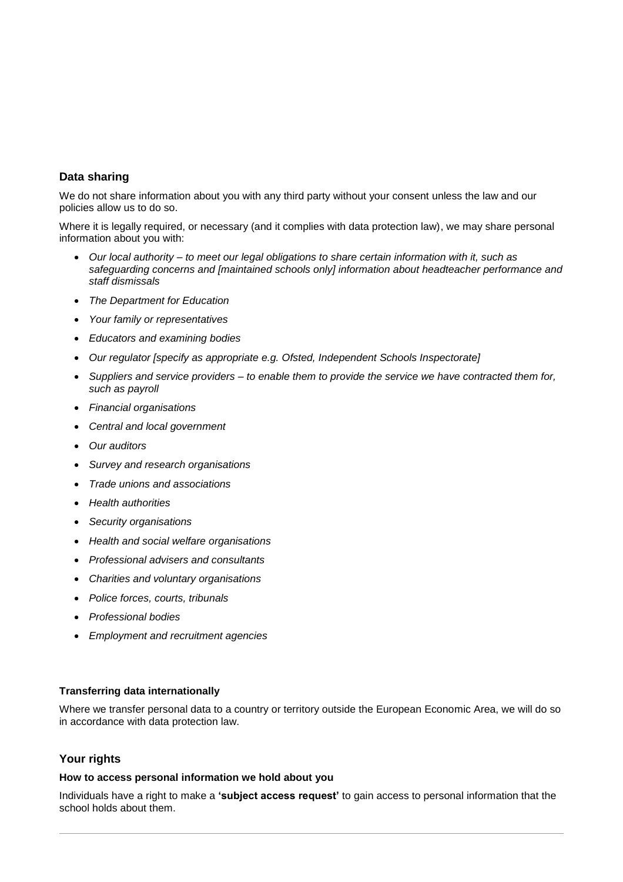## Data sharing

We do not share information about you with any third party without your consent unless the law and our policies allow us to do so.

Where it is legally required, or necessary (and it complies with data protection law), we may share personal information about you with:

- *Our local authority – to meet our legal obligations to share certain information with it, such as safeguarding concerns and [maintained schools only] information about headteacher performance and staff dismissals*
- *The Department for Education*
- *Your family or representatives*
- *Educators and examining bodies*
- *Our regulator [specify as appropriate e.g. Ofsted, Independent Schools Inspectorate]*
- *Suppliers and service providers – to enable them to provide the service we have contracted them for, such as payroll*
- *Financial organisations*
- *Central and local government*
- *Our auditors*
- *Survey and research organisations*
- *Trade unions and associations*
- *Health authorities*
- *Security organisations*
- *Health and social welfare organisations*
- *Professional advisers and consultants*
- *Charities and voluntary organisations*
- *Police forces, courts, tribunals*
- *Professional bodies*
- *Employment and recruitment agencies*

#### Transferring data internationally

Where we transfer personal data to a country or territory outside the European Economic Area, we will do so in accordance with data protection law.

## Your rights

#### How to access personal information we hold about you

Individuals have a right to make a **'subject access request'** to gain access to personal information that the school holds about them.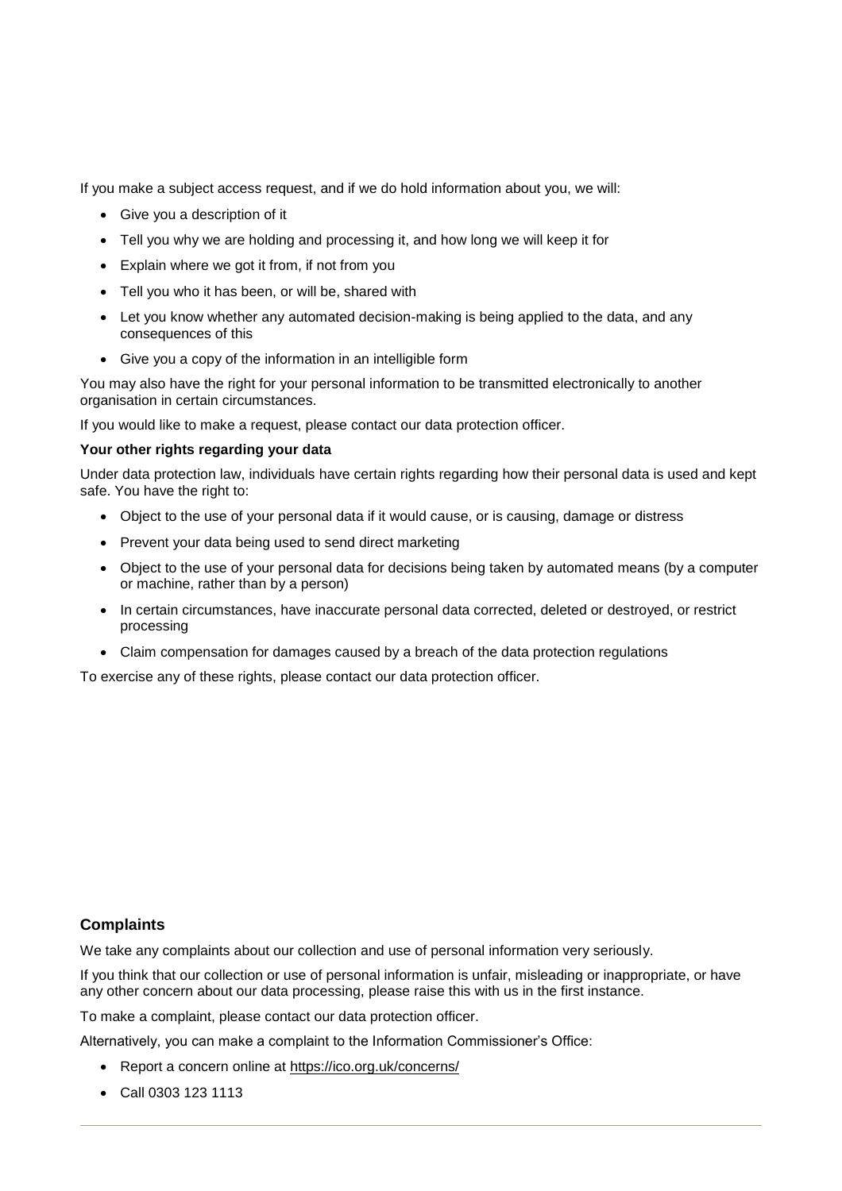If you make a subject access request, and if we do hold information about you, we will:

- Give you a description of it
- Tell you why we are holding and processing it, and how long we will keep it for
- Explain where we got it from, if not from you
- Tell you who it has been, or will be, shared with
- Let you know whether any automated decision-making is being applied to the data, and any consequences of this
- Give you a copy of the information in an intelligible form

You may also have the right for your personal information to be transmitted electronically to another organisation in certain circumstances.

If you would like to make a request, please contact our data protection officer.

**Your other rights regarding your data**

Under data protection law, individuals have certain rights regarding how their personal data is used and kept safe. You have the right to:

- Object to the use of your personal data if it would cause, or is causing, damage or distress
- Prevent your data being used to send direct marketing
- Object to the use of your personal data for decisions being taken by automated means (by a computer or machine, rather than by a person)
- In certain circumstances, have inaccurate personal data corrected, deleted or destroyed, or restrict processing
- Claim compensation for damages caused by a breach of the data protection regulations

To exercise any of these rights, please contact our data protection officer.

## Complaints

We take any complaints about our collection and use of personal information very seriously.

If you think that our collection or use of personal information is unfair, misleading or inappropriate, or have any other concern about our data processing, please raise this with us in the first instance.

To make a complaint, please contact our data protection officer.

Alternatively, you can make a complaint to the Information Commissioner's Office:

- Report a concern online at https://ico.org.uk/concerns/
- Call 0303 123 1113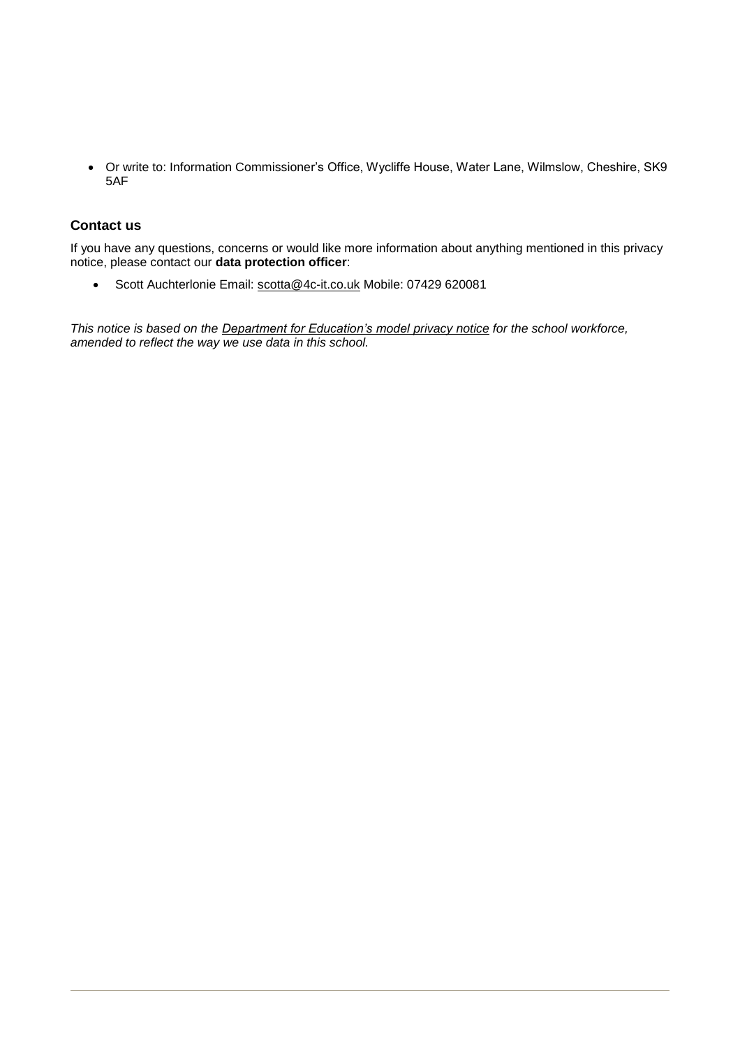- Or write to: Information Commissioner's Office, Wycliffe House, Water Lane, Wilmslow, Cheshire, SK9 5AF

## Contact us

If you have any questions, concerns or would like more information about anything mentioned in this privacy notice, please contact our **data protection officer**:

- Scott Auchterlonie Email: scotta@4c-it.co.uk Mobile: 07429 620081

*This notice is based on the Department for Education's model privacy notice for the school workforce, amended to reflect the way we use data in this school.*